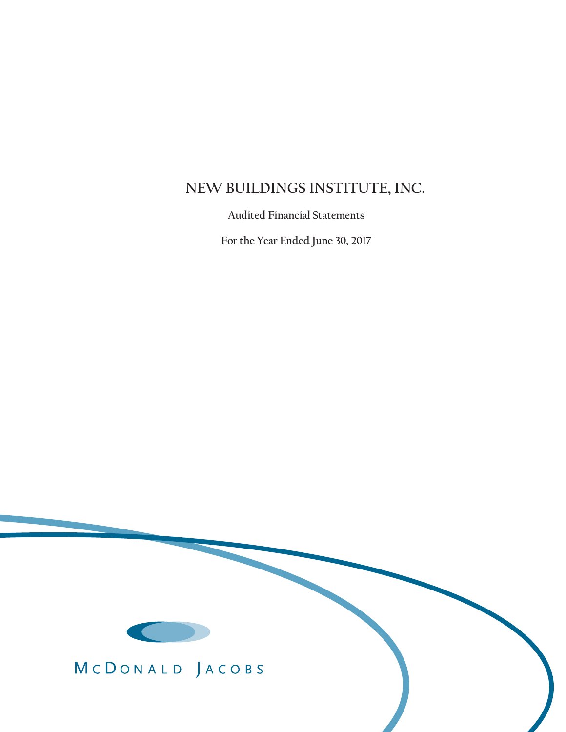# NEW BUILDINGS INSTITUTE, INC.

Audited Financial Statements

For the Year Ended June 30, 2017

McDONALD JACOBS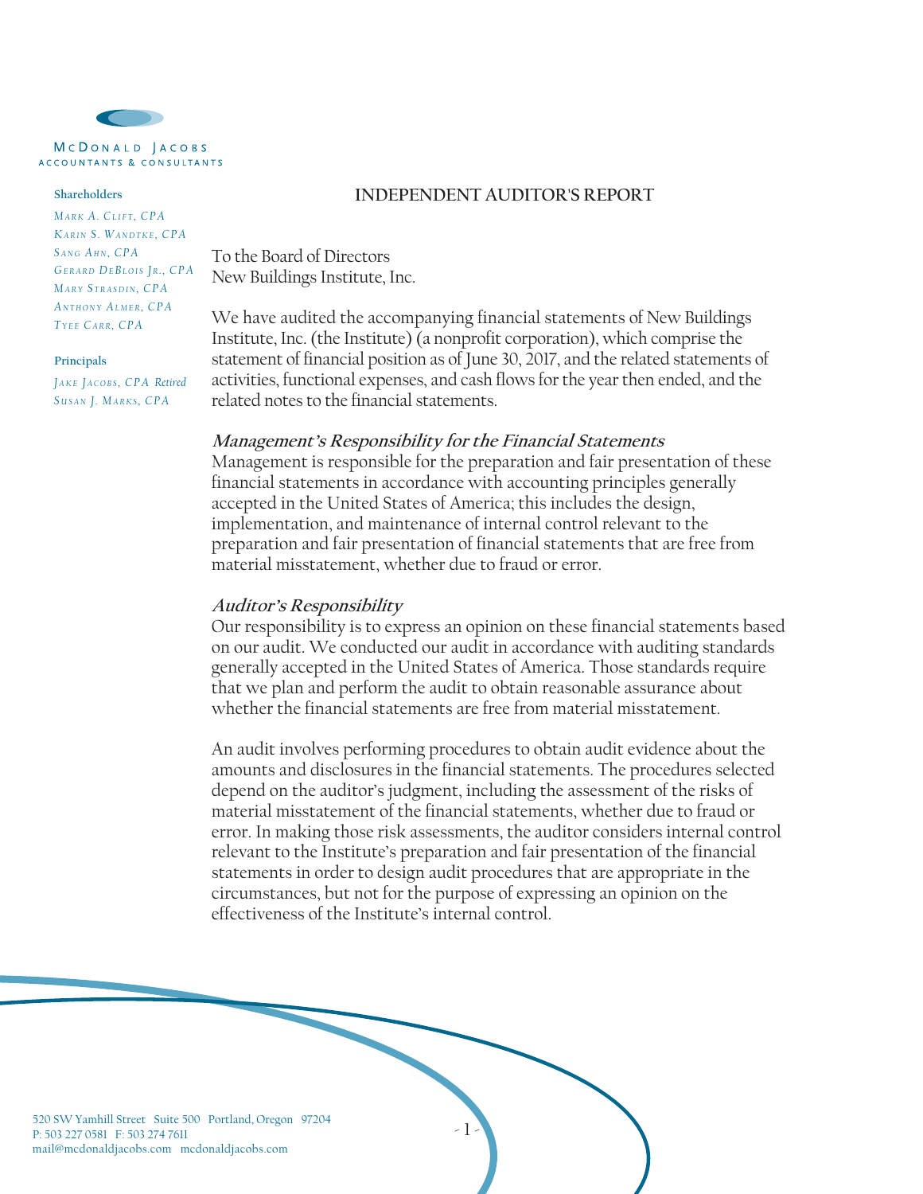McDONALD JACOBS
ACCOUNTANTS & CONSULTANTS

**Shareholders**

*MARK A. CLIFT, CPA*
*KARIN S. WANDTKE, CPA*
*SANG AHN, CPA*
*GERARD DEBLOIS JR., CPA*
*MARY STRASDIN, CPA*
*ANTHONY ALMER, CPA*
*TYEE CARR, CPA*

**Principals**

*JAKE JACOBS, CPA Retired*
*SUSAN J. MARKS, CPA*

## INDEPENDENT AUDITOR'S REPORT

To the Board of Directors
New Buildings Institute, Inc.

We have audited the accompanying financial statements of New Buildings Institute, Inc. (the Institute) (a nonprofit corporation), which comprise the statement of financial position as of June 30, 2017, and the related statements of activities, functional expenses, and cash flows for the year then ended, and the related notes to the financial statements.

### *Management's Responsibility for the Financial Statements*

Management is responsible for the preparation and fair presentation of these financial statements in accordance with accounting principles generally accepted in the United States of America; this includes the design, implementation, and maintenance of internal control relevant to the preparation and fair presentation of financial statements that are free from material misstatement, whether due to fraud or error.

### *Auditor's Responsibility*

Our responsibility is to express an opinion on these financial statements based on our audit. We conducted our audit in accordance with auditing standards generally accepted in the United States of America. Those standards require that we plan and perform the audit to obtain reasonable assurance about whether the financial statements are free from material misstatement.

An audit involves performing procedures to obtain audit evidence about the amounts and disclosures in the financial statements. The procedures selected depend on the auditor's judgment, including the assessment of the risks of material misstatement of the financial statements, whether due to fraud or error. In making those risk assessments, the auditor considers internal control relevant to the Institute's preparation and fair presentation of the financial statements in order to design audit procedures that are appropriate in the circumstances, but not for the purpose of expressing an opinion on the effectiveness of the Institute's internal control.

520 SW Yamhill Street Suite 500 Portland, Oregon 97204
P: 503 227 0581 F: 503 274 7611
mail@mcdonaldjacobs.com mcdonaldjacobs.com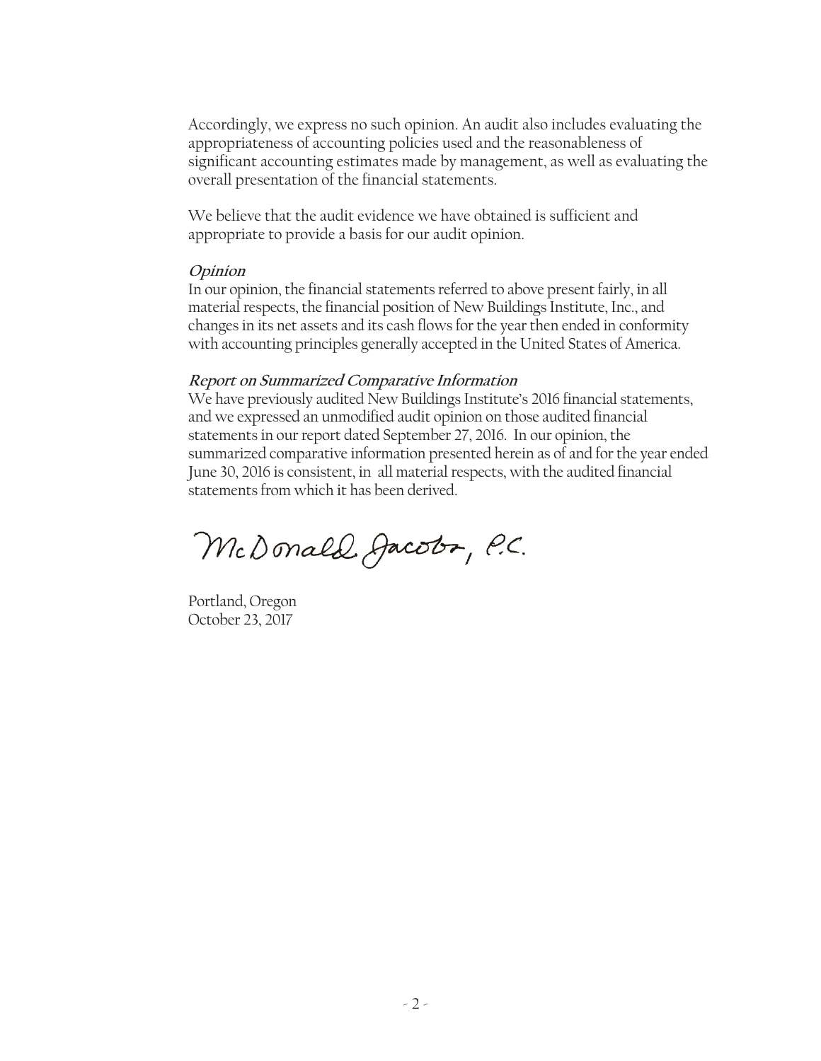Accordingly, we express no such opinion. An audit also includes evaluating the appropriateness of accounting policies used and the reasonableness of significant accounting estimates made by management, as well as evaluating the overall presentation of the financial statements.

We believe that the audit evidence we have obtained is sufficient and appropriate to provide a basis for our audit opinion.

***Opinion***

In our opinion, the financial statements referred to above present fairly, in all material respects, the financial position of New Buildings Institute, Inc., and changes in its net assets and its cash flows for the year then ended in conformity with accounting principles generally accepted in the United States of America.

***Report on Summarized Comparative Information***

We have previously audited New Buildings Institute's 2016 financial statements, and we expressed an unmodified audit opinion on those audited financial statements in our report dated September 27, 2016. In our opinion, the summarized comparative information presented herein as of and for the year ended June 30, 2016 is consistent, in all material respects, with the audited financial statements from which it has been derived.

McDonald Jacobs, P.C.

Portland, Oregon
October 23, 2017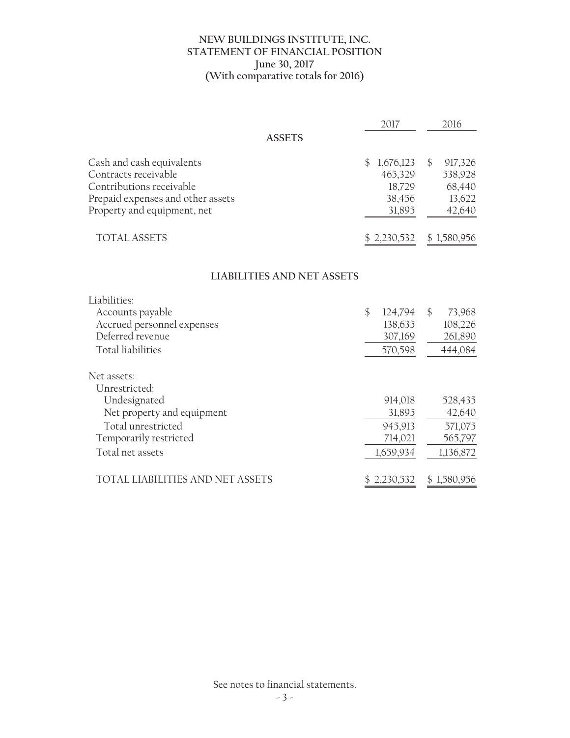# NEW BUILDINGS INSTITUTE, INC.
## STATEMENT OF FINANCIAL POSITION
### June 30, 2017
### (With comparative totals for 2016)

| | 2017 | 2016 |
|---|---|---|
| **ASSETS** | | |
| Cash and cash equivalents | $ 1,676,123 | $ 917,326 |
| Contracts receivable | 465,329 | 538,928 |
| Contributions receivable | 18,729 | 68,440 |
| Prepaid expenses and other assets | 38,456 | 13,622 |
| Property and equipment, net | 31,895 | 42,640 |
| TOTAL ASSETS | $ 2,230,532 | $ 1,580,956 |
| **LIABILITIES AND NET ASSETS** | | |
| Liabilities: | | |
| Accounts payable | $ 124,794 | $ 73,968 |
| Accrued personnel expenses | 138,635 | 108,226 |
| Deferred revenue | 307,169 | 261,890 |
| Total liabilities | 570,598 | 444,084 |
| Net assets: | | |
| Unrestricted: | | |
| Undesignated | 914,018 | 528,435 |
| Net property and equipment | 31,895 | 42,640 |
| Total unrestricted | 945,913 | 571,075 |
| Temporarily restricted | 714,021 | 565,797 |
| Total net assets | 1,659,934 | 1,136,872 |
| TOTAL LIABILITIES AND NET ASSETS | $ 2,230,532 | $ 1,580,956 |

See notes to financial statements.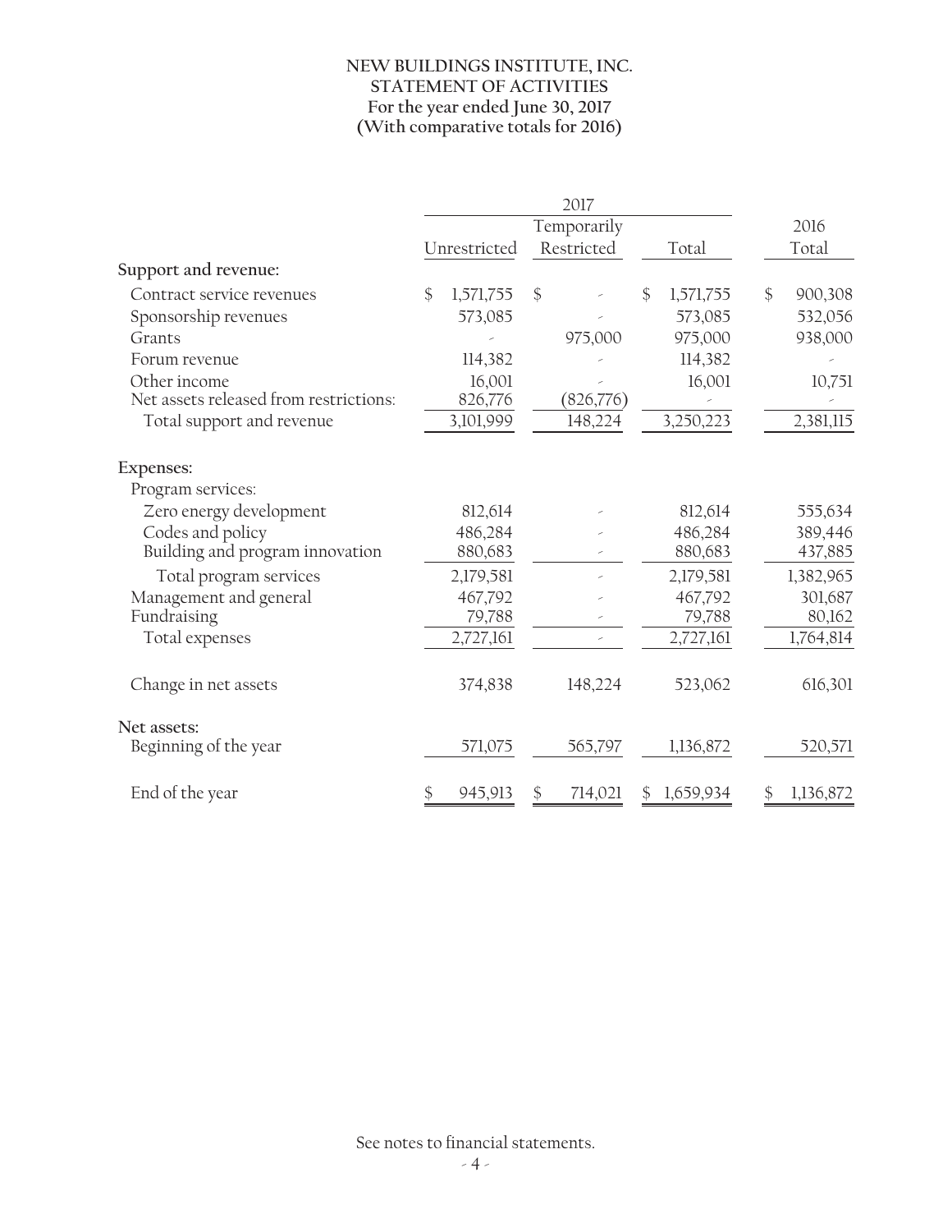# NEW BUILDINGS INSTITUTE, INC.
## STATEMENT OF ACTIVITIES
### For the year ended June 30, 2017
### (With comparative totals for 2016)

| | 2017 | | | 2016 |
|---|---|---|---|---|
| | Unrestricted | Temporarily Restricted | Total | Total |
| **Support and revenue:** | | | | |
| Contract service revenues | $ 1,571,755 | $ - | $ 1,571,755 | $ 900,308 |
| Sponsorship revenues | 573,085 | - | 573,085 | 532,056 |
| Grants | - | 975,000 | 975,000 | 938,000 |
| Forum revenue | 114,382 | - | 114,382 | - |
| Other income | 16,001 | - | 16,001 | 10,751 |
| Net assets released from restrictions: | 826,776 | (826,776) | - | - |
| Total support and revenue | 3,101,999 | 148,224 | 3,250,223 | 2,381,115 |
| **Expenses:** | | | | |
| Program services: | | | | |
| Zero energy development | 812,614 | - | 812,614 | 555,634 |
| Codes and policy | 486,284 | - | 486,284 | 389,446 |
| Building and program innovation | 880,683 | - | 880,683 | 437,885 |
| Total program services | 2,179,581 | - | 2,179,581 | 1,382,965 |
| Management and general | 467,792 | - | 467,792 | 301,687 |
| Fundraising | 79,788 | - | 79,788 | 80,162 |
| Total expenses | 2,727,161 | - | 2,727,161 | 1,764,814 |
| Change in net assets | 374,838 | 148,224 | 523,062 | 616,301 |
| **Net assets:** | | | | |
| Beginning of the year | 571,075 | 565,797 | 1,136,872 | 520,571 |
| End of the year | $ 945,913 | $ 714,021 | $ 1,659,934 | $ 1,136,872 |

See notes to financial statements.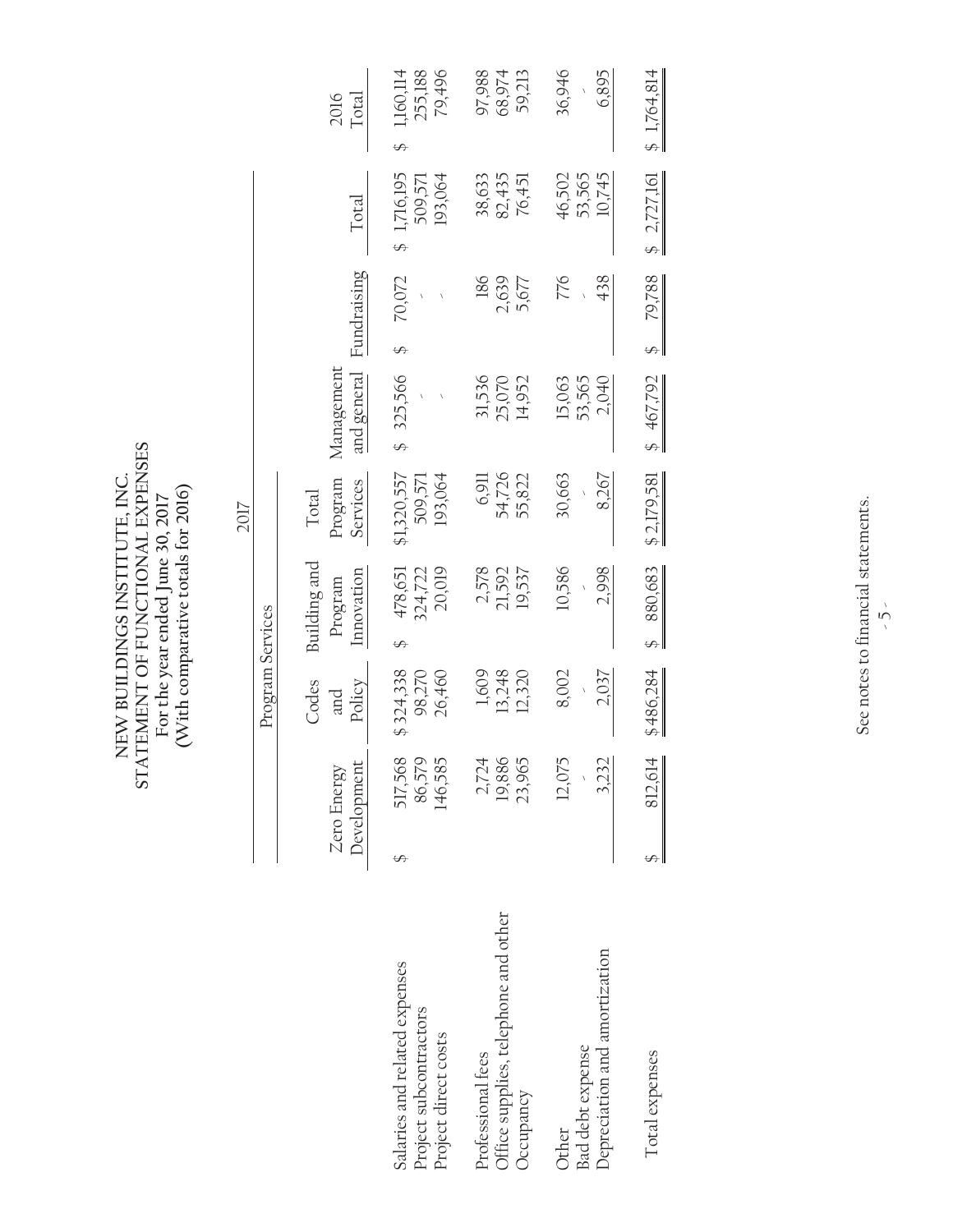# NEW BUILDINGS INSTITUTE, INC.
## STATEMENT OF FUNCTIONAL EXPENSES
### For the year ended June 30, 2017
### (With comparative totals for 2016)

| | 2017 | | | | | | | 2016 |
|---|---|---|---|---|---|---|---|---|
| | Program Services | | | | | | | |
| | Zero Energy Development | Codes and Policy | Building and Program Innovation | Total Program Services | Management and general | Fundraising | Total | Total |
| Salaries and related expenses | $ 517,568 | $ 324,338 | $ 478,651 | $1,320,557 | $ 325,566 | $ 70,072 | $ 1,716,195 | $ 1,160,114 |
| Project subcontractors | 86,579 | 98,270 | 324,722 | 509,571 | - | - | 509,571 | 255,188 |
| Project direct costs | 146,585 | 26,460 | 20,019 | 193,064 | - | - | 193,064 | 79,496 |
| Professional fees | 2,724 | 1,609 | 2,578 | 6,911 | 31,536 | 186 | 38,633 | 97,988 |
| Office supplies, telephone and other | 19,886 | 13,248 | 21,592 | 54,726 | 25,070 | 2,639 | 82,435 | 68,974 |
| Occupancy | 23,965 | 12,320 | 19,537 | 55,822 | 14,952 | 5,677 | 76,451 | 59,213 |
| Other | 12,075 | 8,002 | 10,586 | 30,663 | 15,063 | 776 | 46,502 | 36,946 |
| Bad debt expense | - | - | - | - | 53,565 | - | 53,565 | - |
| Depreciation and amortization | 3,232 | 2,037 | 2,998 | 8,267 | 2,040 | 438 | 10,745 | 6,895 |
| Total expenses | $ 812,614 | $486,284 | $ 880,683 | $ 2,179,581 | $ 467,792 | $ 79,788 | $ 2,727,161 | $ 1,764,814 |

See notes to financial statements.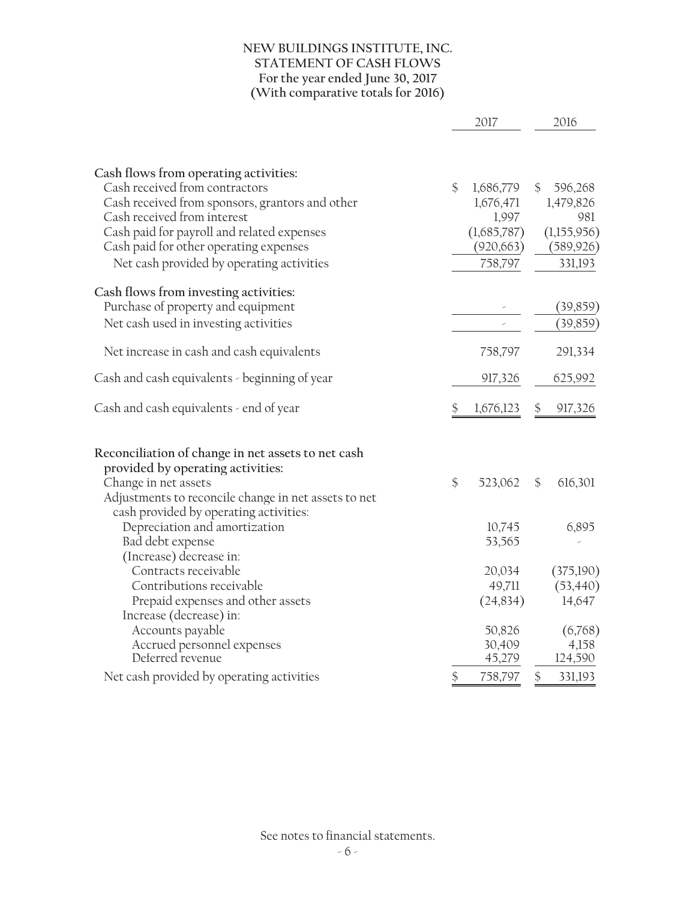# NEW BUILDINGS INSTITUTE, INC.
## STATEMENT OF CASH FLOWS
### For the year ended June 30, 2017
### (With comparative totals for 2016)

| | 2017 | 2016 |
|---|---|---|
| **Cash flows from operating activities:** | | |
| Cash received from contractors | $ 1,686,779 | $ 596,268 |
| Cash received from sponsors, grantors and other | 1,676,471 | 1,479,826 |
| Cash received from interest | 1,997 | 981 |
| Cash paid for payroll and related expenses | (1,685,787) | (1,155,956) |
| Cash paid for other operating expenses | (920,663) | (589,926) |
| Net cash provided by operating activities | 758,797 | 331,193 |
| **Cash flows from investing activities:** | | |
| Purchase of property and equipment | - | (39,859) |
| Net cash used in investing activities | - | (39,859) |
| Net increase in cash and cash equivalents | 758,797 | 291,334 |
| Cash and cash equivalents - beginning of year | 917,326 | 625,992 |
| Cash and cash equivalents - end of year | $ 1,676,123 | $ 917,326 |
| | | |
| **Reconciliation of change in net assets to net cash provided by operating activities:** | | |
| Change in net assets | $ 523,062 | $ 616,301 |
| Adjustments to reconcile change in net assets to net cash provided by operating activities: | | |
| Depreciation and amortization | 10,745 | 6,895 |
| Bad debt expense | 53,565 | - |
| (Increase) decrease in: | | |
| Contracts receivable | 20,034 | (375,190) |
| Contributions receivable | 49,711 | (53,440) |
| Prepaid expenses and other assets | (24,834) | 14,647 |
| Increase (decrease) in: | | |
| Accounts payable | 50,826 | (6,768) |
| Accrued personnel expenses | 30,409 | 4,158 |
| Deferred revenue | 45,279 | 124,590 |
| Net cash provided by operating activities | $ 758,797 | $ 331,193 |

See notes to financial statements.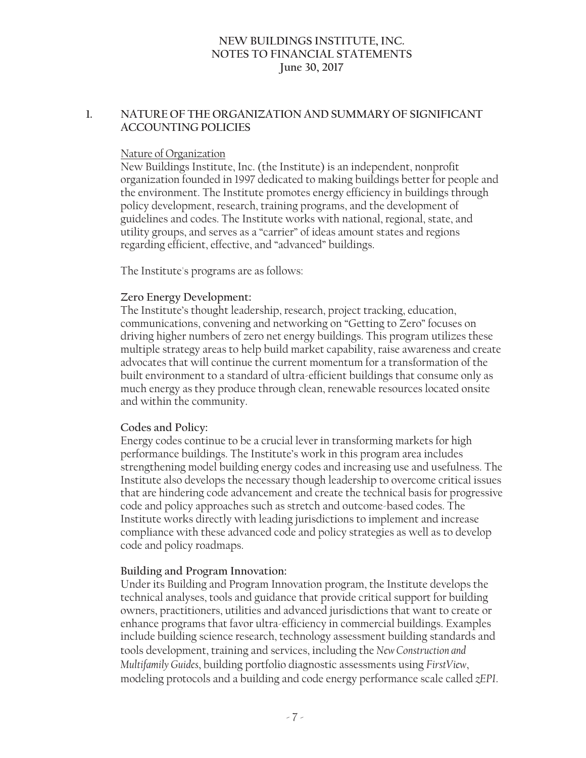NEW BUILDINGS INSTITUTE, INC.
NOTES TO FINANCIAL STATEMENTS
June 30, 2017

## 1. NATURE OF THE ORGANIZATION AND SUMMARY OF SIGNIFICANT ACCOUNTING POLICIES

Nature of Organization

New Buildings Institute, Inc. (the Institute) is an independent, nonprofit organization founded in 1997 dedicated to making buildings better for people and the environment. The Institute promotes energy efficiency in buildings through policy development, research, training programs, and the development of guidelines and codes. The Institute works with national, regional, state, and utility groups, and serves as a "carrier" of ideas amount states and regions regarding efficient, effective, and "advanced" buildings.

The Institute's programs are as follows:

**Zero Energy Development:**

The Institute's thought leadership, research, project tracking, education, communications, convening and networking on "Getting to Zero" focuses on driving higher numbers of zero net energy buildings. This program utilizes these multiple strategy areas to help build market capability, raise awareness and create advocates that will continue the current momentum for a transformation of the built environment to a standard of ultra-efficient buildings that consume only as much energy as they produce through clean, renewable resources located onsite and within the community.

**Codes and Policy:**

Energy codes continue to be a crucial lever in transforming markets for high performance buildings. The Institute's work in this program area includes strengthening model building energy codes and increasing use and usefulness. The Institute also develops the necessary though leadership to overcome critical issues that are hindering code advancement and create the technical basis for progressive code and policy approaches such as stretch and outcome-based codes. The Institute works directly with leading jurisdictions to implement and increase compliance with these advanced code and policy strategies as well as to develop code and policy roadmaps.

**Building and Program Innovation:**

Under its Building and Program Innovation program, the Institute develops the technical analyses, tools and guidance that provide critical support for building owners, practitioners, utilities and advanced jurisdictions that want to create or enhance programs that favor ultra-efficiency in commercial buildings. Examples include building science research, technology assessment building standards and tools development, training and services, including the *New Construction and Multifamily Guides*, building portfolio diagnostic assessments using *FirstView*, modeling protocols and a building and code energy performance scale called *zEPI*.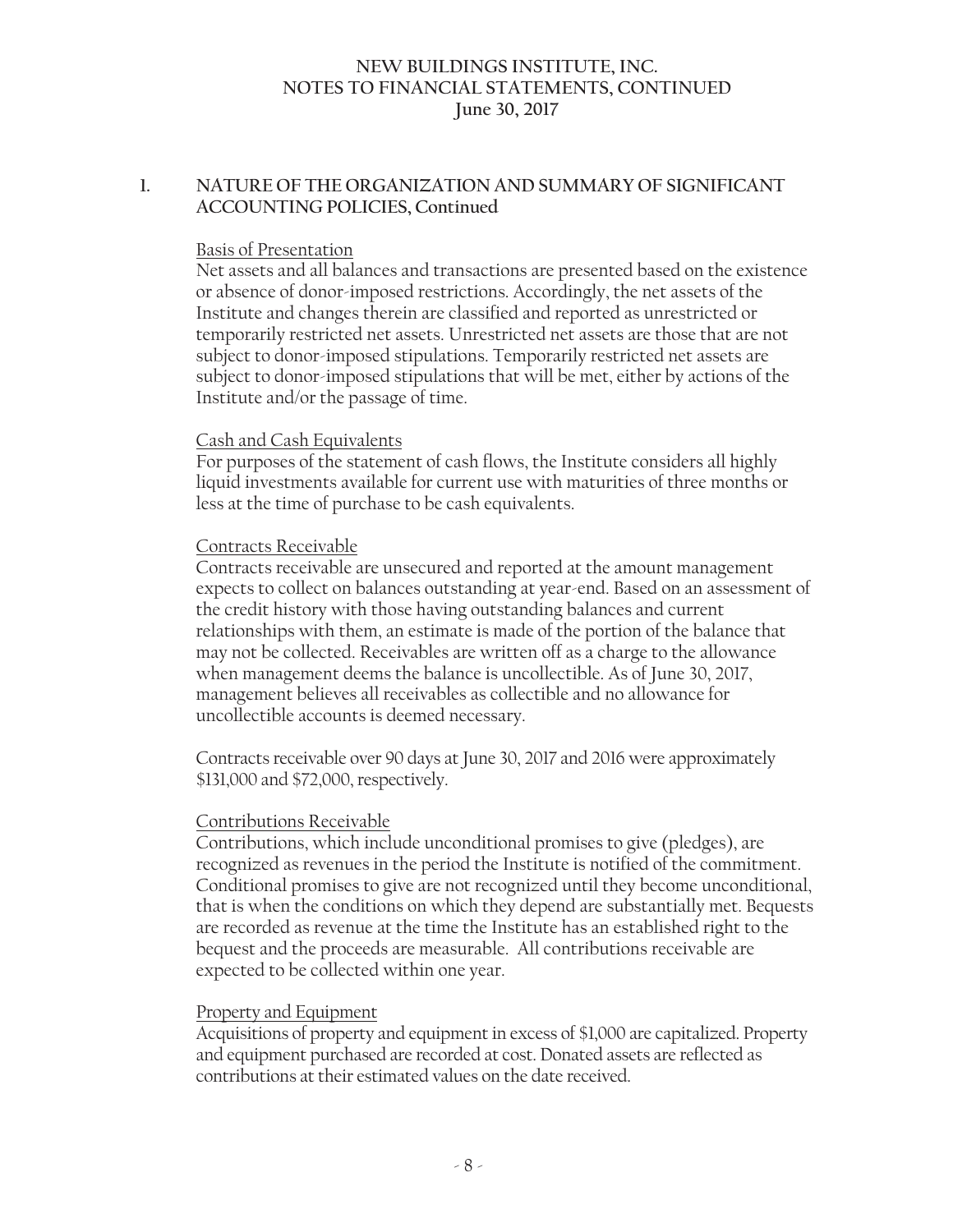## 1. NATURE OF THE ORGANIZATION AND SUMMARY OF SIGNIFICANT ACCOUNTING POLICIES, Continued

Basis of Presentation

Net assets and all balances and transactions are presented based on the existence or absence of donor-imposed restrictions. Accordingly, the net assets of the Institute and changes therein are classified and reported as unrestricted or temporarily restricted net assets. Unrestricted net assets are those that are not subject to donor-imposed stipulations. Temporarily restricted net assets are subject to donor-imposed stipulations that will be met, either by actions of the Institute and/or the passage of time.

Cash and Cash Equivalents

For purposes of the statement of cash flows, the Institute considers all highly liquid investments available for current use with maturities of three months or less at the time of purchase to be cash equivalents.

Contracts Receivable

Contracts receivable are unsecured and reported at the amount management expects to collect on balances outstanding at year-end. Based on an assessment of the credit history with those having outstanding balances and current relationships with them, an estimate is made of the portion of the balance that may not be collected. Receivables are written off as a charge to the allowance when management deems the balance is uncollectible. As of June 30, 2017, management believes all receivables as collectible and no allowance for uncollectible accounts is deemed necessary.

Contracts receivable over 90 days at June 30, 2017 and 2016 were approximately $131,000 and $72,000, respectively.

Contributions Receivable

Contributions, which include unconditional promises to give (pledges), are recognized as revenues in the period the Institute is notified of the commitment. Conditional promises to give are not recognized until they become unconditional, that is when the conditions on which they depend are substantially met. Bequests are recorded as revenue at the time the Institute has an established right to the bequest and the proceeds are measurable. All contributions receivable are expected to be collected within one year.

Property and Equipment

Acquisitions of property and equipment in excess of $1,000 are capitalized. Property and equipment purchased are recorded at cost. Donated assets are reflected as contributions at their estimated values on the date received.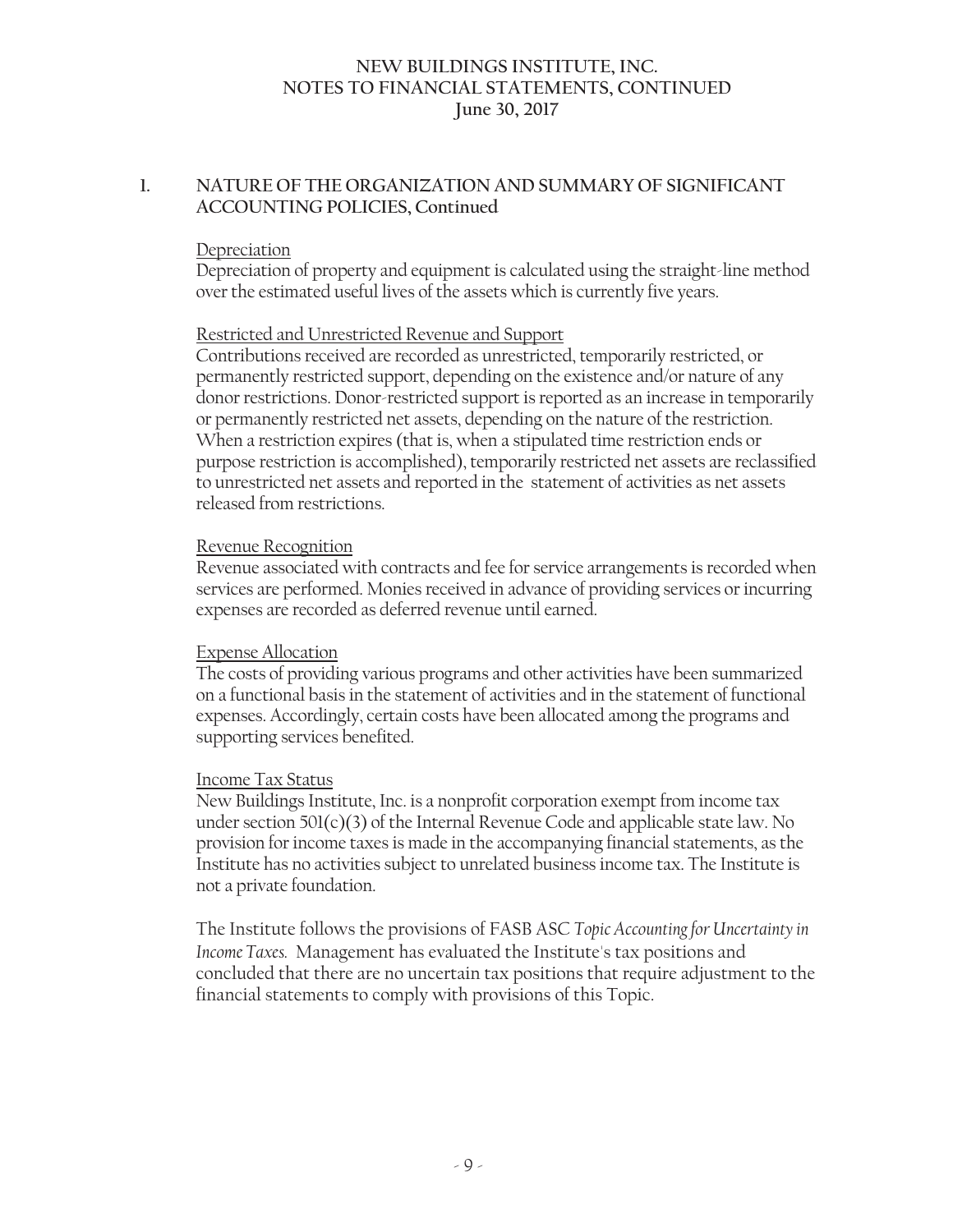## 1. NATURE OF THE ORGANIZATION AND SUMMARY OF SIGNIFICANT ACCOUNTING POLICIES, Continued

Depreciation

Depreciation of property and equipment is calculated using the straight-line method over the estimated useful lives of the assets which is currently five years.

Restricted and Unrestricted Revenue and Support

Contributions received are recorded as unrestricted, temporarily restricted, or permanently restricted support, depending on the existence and/or nature of any donor restrictions. Donor-restricted support is reported as an increase in temporarily or permanently restricted net assets, depending on the nature of the restriction. When a restriction expires (that is, when a stipulated time restriction ends or purpose restriction is accomplished), temporarily restricted net assets are reclassified to unrestricted net assets and reported in the statement of activities as net assets released from restrictions.

Revenue Recognition

Revenue associated with contracts and fee for service arrangements is recorded when services are performed. Monies received in advance of providing services or incurring expenses are recorded as deferred revenue until earned.

Expense Allocation

The costs of providing various programs and other activities have been summarized on a functional basis in the statement of activities and in the statement of functional expenses. Accordingly, certain costs have been allocated among the programs and supporting services benefited.

Income Tax Status

New Buildings Institute, Inc. is a nonprofit corporation exempt from income tax under section 501(c)(3) of the Internal Revenue Code and applicable state law. No provision for income taxes is made in the accompanying financial statements, as the Institute has no activities subject to unrelated business income tax. The Institute is not a private foundation.

The Institute follows the provisions of FASB ASC *Topic Accounting for Uncertainty in Income Taxes.* Management has evaluated the Institute's tax positions and concluded that there are no uncertain tax positions that require adjustment to the financial statements to comply with provisions of this Topic.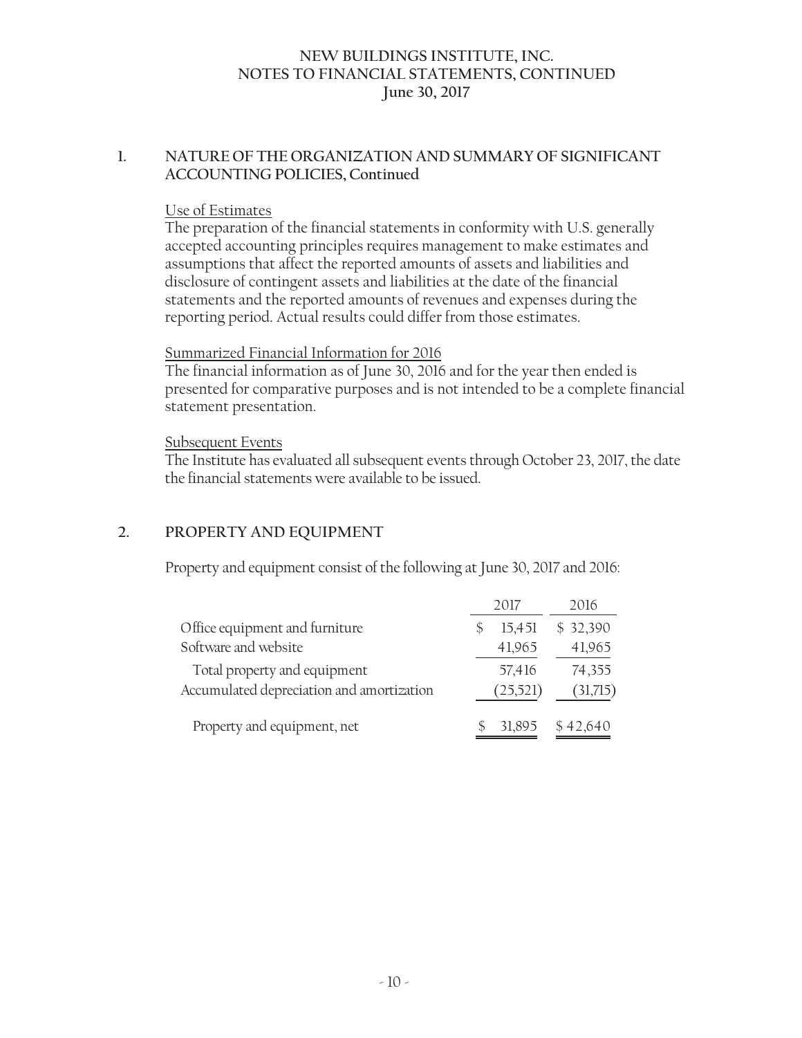# NEW BUILDINGS INSTITUTE, INC.
## NOTES TO FINANCIAL STATEMENTS, CONTINUED
### June 30, 2017

## 1. NATURE OF THE ORGANIZATION AND SUMMARY OF SIGNIFICANT ACCOUNTING POLICIES, Continued

Use of Estimates

The preparation of the financial statements in conformity with U.S. generally accepted accounting principles requires management to make estimates and assumptions that affect the reported amounts of assets and liabilities and disclosure of contingent assets and liabilities at the date of the financial statements and the reported amounts of revenues and expenses during the reporting period. Actual results could differ from those estimates.

Summarized Financial Information for 2016

The financial information as of June 30, 2016 and for the year then ended is presented for comparative purposes and is not intended to be a complete financial statement presentation.

Subsequent Events

The Institute has evaluated all subsequent events through October 23, 2017, the date the financial statements were available to be issued.

## 2. PROPERTY AND EQUIPMENT

Property and equipment consist of the following at June 30, 2017 and 2016:

| | 2017 | 2016 |
|---|---|---|
| Office equipment and furniture | $ 15,451 | $ 32,390 |
| Software and website | 41,965 | 41,965 |
| Total property and equipment | 57,416 | 74,355 |
| Accumulated depreciation and amortization | (25,521) | (31,715) |
| Property and equipment, net | $ 31,895 | $ 42,640 |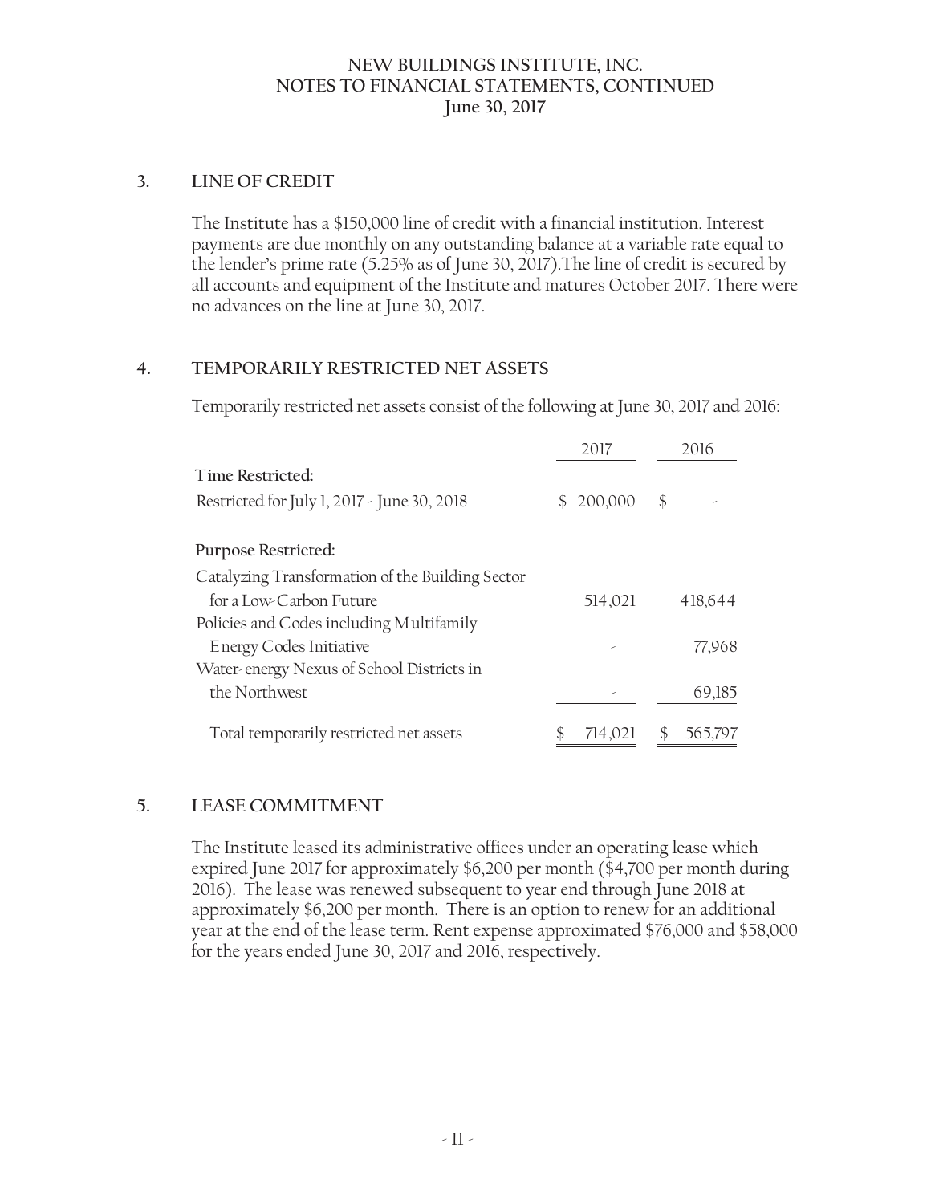NEW BUILDINGS INSTITUTE, INC.
NOTES TO FINANCIAL STATEMENTS, CONTINUED
June 30, 2017

## 3. LINE OF CREDIT

The Institute has a $150,000 line of credit with a financial institution. Interest payments are due monthly on any outstanding balance at a variable rate equal to the lender's prime rate (5.25% as of June 30, 2017).The line of credit is secured by all accounts and equipment of the Institute and matures October 2017. There were no advances on the line at June 30, 2017.

## 4. TEMPORARILY RESTRICTED NET ASSETS

Temporarily restricted net assets consist of the following at June 30, 2017 and 2016:

| | 2017 | 2016 |
|---|---|---|
| **Time Restricted:** | | |
| Restricted for July 1, 2017 - June 30, 2018 | $ 200,000 | $ - |
| **Purpose Restricted:** | | |
| Catalyzing Transformation of the Building Sector for a Low-Carbon Future | 514,021 | 418,644 |
| Policies and Codes including Multifamily Energy Codes Initiative | - | 77,968 |
| Water-energy Nexus of School Districts in the Northwest | - | 69,185 |
| Total temporarily restricted net assets | $ 714,021 | $ 565,797 |

## 5. LEASE COMMITMENT

The Institute leased its administrative offices under an operating lease which expired June 2017 for approximately $6,200 per month ($4,700 per month during 2016). The lease was renewed subsequent to year end through June 2018 at approximately $6,200 per month. There is an option to renew for an additional year at the end of the lease term. Rent expense approximated $76,000 and $58,000 for the years ended June 30, 2017 and 2016, respectively.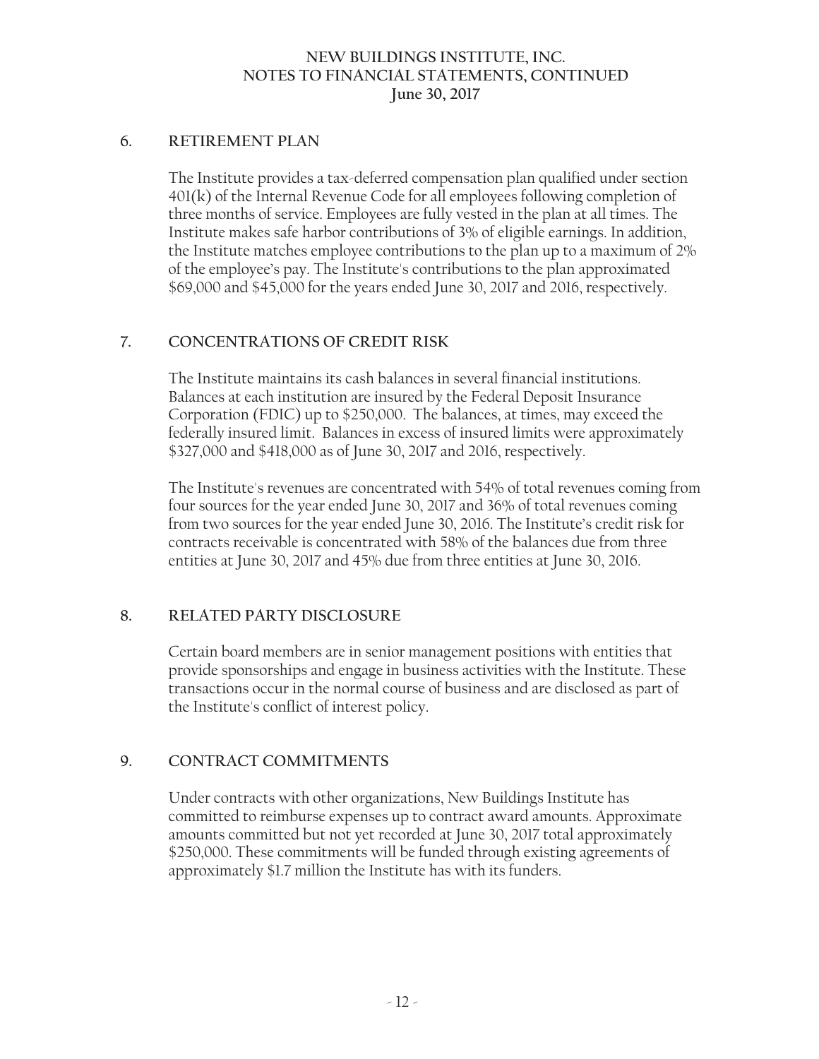## 6. RETIREMENT PLAN

The Institute provides a tax-deferred compensation plan qualified under section 401(k) of the Internal Revenue Code for all employees following completion of three months of service. Employees are fully vested in the plan at all times. The Institute makes safe harbor contributions of 3% of eligible earnings. In addition, the Institute matches employee contributions to the plan up to a maximum of 2% of the employee's pay. The Institute's contributions to the plan approximated $69,000 and $45,000 for the years ended June 30, 2017 and 2016, respectively.

## 7. CONCENTRATIONS OF CREDIT RISK

The Institute maintains its cash balances in several financial institutions. Balances at each institution are insured by the Federal Deposit Insurance Corporation (FDIC) up to $250,000. The balances, at times, may exceed the federally insured limit. Balances in excess of insured limits were approximately $327,000 and $418,000 as of June 30, 2017 and 2016, respectively.

The Institute's revenues are concentrated with 54% of total revenues coming from four sources for the year ended June 30, 2017 and 36% of total revenues coming from two sources for the year ended June 30, 2016. The Institute's credit risk for contracts receivable is concentrated with 58% of the balances due from three entities at June 30, 2017 and 45% due from three entities at June 30, 2016.

## 8. RELATED PARTY DISCLOSURE

Certain board members are in senior management positions with entities that provide sponsorships and engage in business activities with the Institute. These transactions occur in the normal course of business and are disclosed as part of the Institute's conflict of interest policy.

## 9. CONTRACT COMMITMENTS

Under contracts with other organizations, New Buildings Institute has committed to reimburse expenses up to contract award amounts. Approximate amounts committed but not yet recorded at June 30, 2017 total approximately $250,000. These commitments will be funded through existing agreements of approximately $1.7 million the Institute has with its funders.